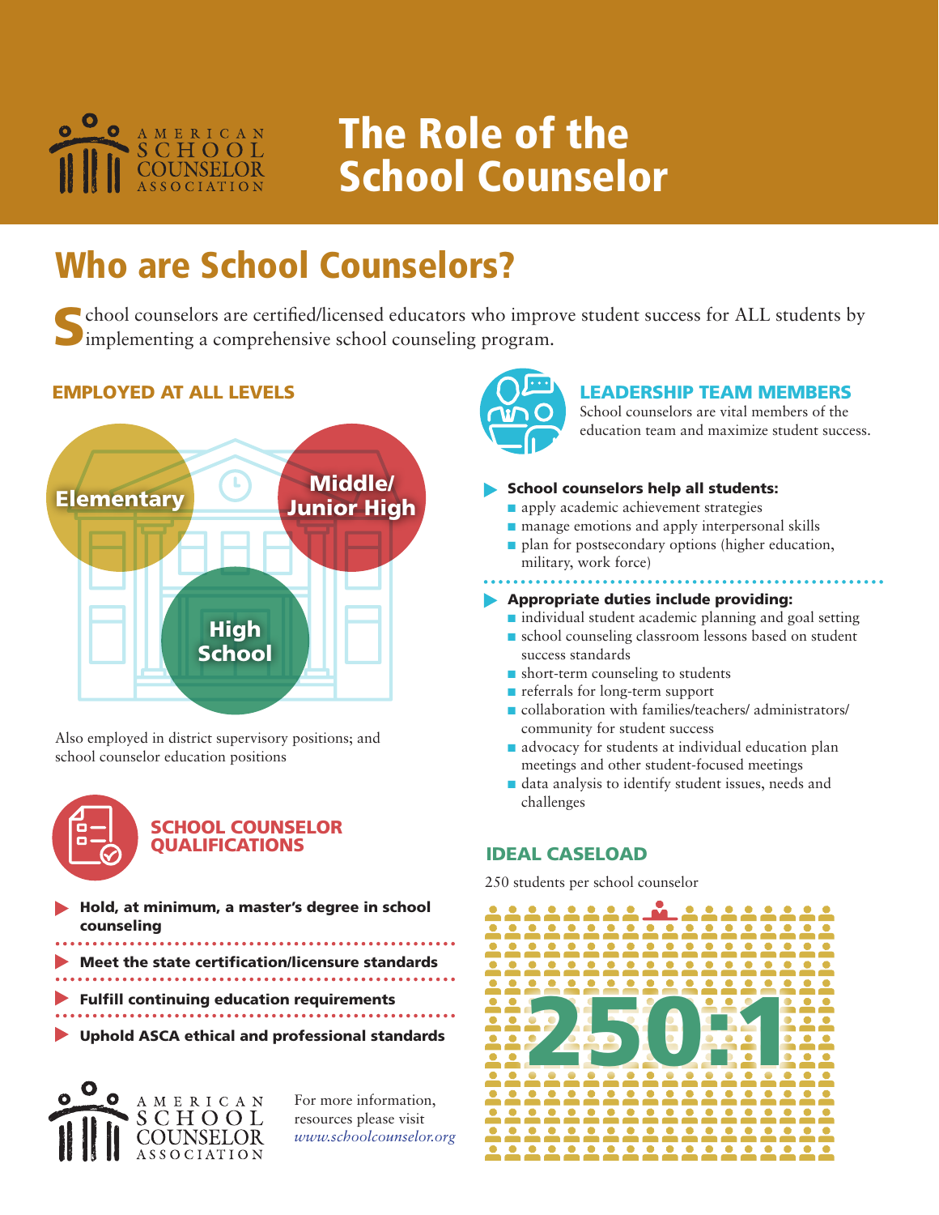# The Role of the School Counselor

## Who are School Counselors?

School counselors are certified/licensed educators who improve student success for ALL students by implementing a comprehensive school counseling program.

### EMPLOYED AT ALL LEVELS

- Elementary
- Middle/ Junior High
- High School

Also employed in district supervisory positions; and school counselor education positions

### SCHOOL COUNSELOR QUALIFICATIONS

- **Hold, at minimum, a master's degree in school counseling**
- **Meet the state certification/licensure standards**
- **Fulfill continuing education requirements**
- **Uphold ASCA ethical and professional standards**

For more information, resources please visit *www.schoolcounselor.org*

### LEADERSHIP TEAM MEMBERS

School counselors are vital members of the education team and maximize student success.

**School counselors help all students:**

- apply academic achievement strategies
- manage emotions and apply interpersonal skills
- plan for postsecondary options (higher education, military, work force)

**Appropriate duties include providing:**

- individual student academic planning and goal setting
- school counseling classroom lessons based on student success standards
- short-term counseling to students
- referrals for long-term support
- collaboration with families/teachers/ administrators/ community for student success
- advocacy for students at individual education plan meetings and other student-focused meetings
- data analysis to identify student issues, needs and challenges

### IDEAL CASELOAD

250 students per school counselor

**250:1**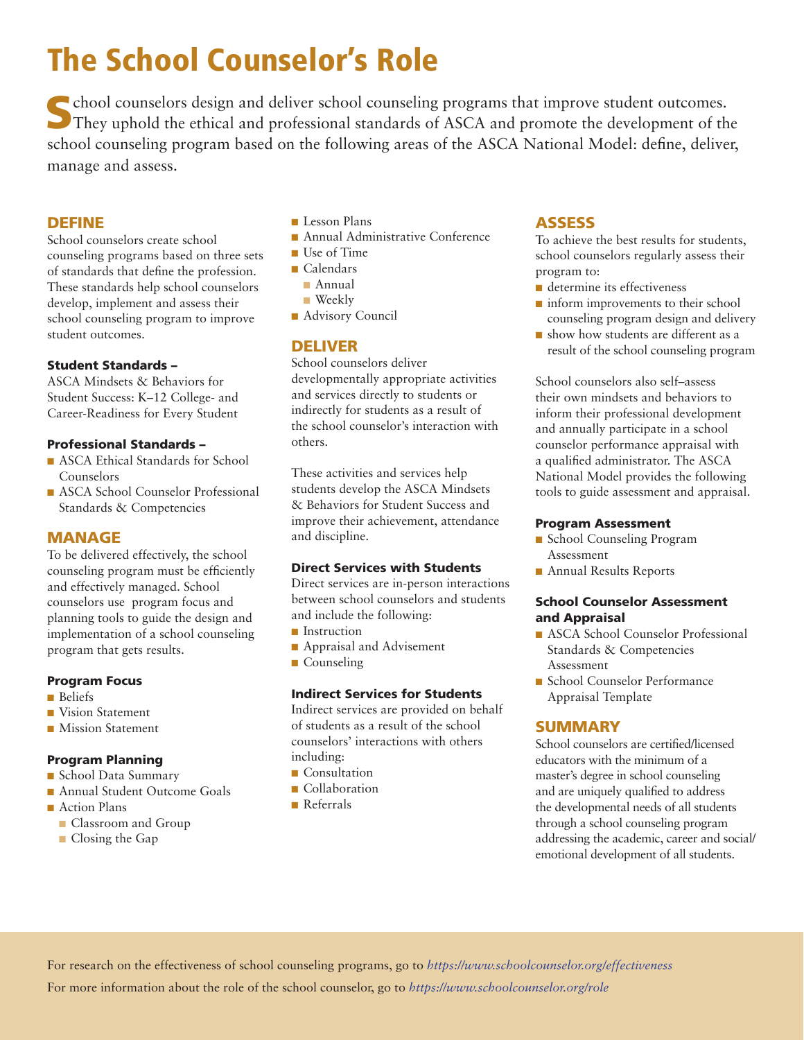# The School Counselor's Role

School counselors design and deliver school counseling programs that improve student outcomes. They uphold the ethical and professional standards of ASCA and promote the development of the school counseling program based on the following areas of the ASCA National Model: define, deliver, manage and assess.

## DEFINE

School counselors create school counseling programs based on three sets of standards that define the profession. These standards help school counselors develop, implement and assess their school counseling program to improve student outcomes.

### Student Standards –

ASCA Mindsets & Behaviors for Student Success: K–12 College- and Career-Readiness for Every Student

### Professional Standards –

- ASCA Ethical Standards for School Counselors
- ASCA School Counselor Professional Standards & Competencies

## MANAGE

To be delivered effectively, the school counseling program must be efficiently and effectively managed. School counselors use program focus and planning tools to guide the design and implementation of a school counseling program that gets results.

### Program Focus

- Beliefs
- Vision Statement
- Mission Statement

### Program Planning

- School Data Summary
- Annual Student Outcome Goals
- Action Plans
  - Classroom and Group
  - Closing the Gap
- Lesson Plans
- Annual Administrative Conference
- Use of Time
- Calendars
  - Annual
  - Weekly
- Advisory Council

## DELIVER

School counselors deliver developmentally appropriate activities and services directly to students or indirectly for students as a result of the school counselor's interaction with others.

These activities and services help students develop the ASCA Mindsets & Behaviors for Student Success and improve their achievement, attendance and discipline.

### Direct Services with Students

Direct services are in-person interactions between school counselors and students and include the following:

- Instruction
- Appraisal and Advisement
- Counseling

### Indirect Services for Students

Indirect services are provided on behalf of students as a result of the school counselors' interactions with others including:

- Consultation
- Collaboration
- Referrals

## ASSESS

To achieve the best results for students, school counselors regularly assess their program to:

- determine its effectiveness
- inform improvements to their school counseling program design and delivery
- show how students are different as a result of the school counseling program

School counselors also self–assess their own mindsets and behaviors to inform their professional development and annually participate in a school counselor performance appraisal with a qualified administrator. The ASCA National Model provides the following tools to guide assessment and appraisal.

### Program Assessment

- School Counseling Program Assessment
- Annual Results Reports

### School Counselor Assessment and Appraisal

- ASCA School Counselor Professional Standards & Competencies Assessment
- School Counselor Performance Appraisal Template

## SUMMARY

School counselors are certified/licensed educators with the minimum of a master's degree in school counseling and are uniquely qualified to address the developmental needs of all students through a school counseling program addressing the academic, career and social/emotional development of all students.

For research on the effectiveness of school counseling programs, go to *https://www.schoolcounselor.org/effectiveness*

For more information about the role of the school counselor, go to *https://www.schoolcounselor.org/role*